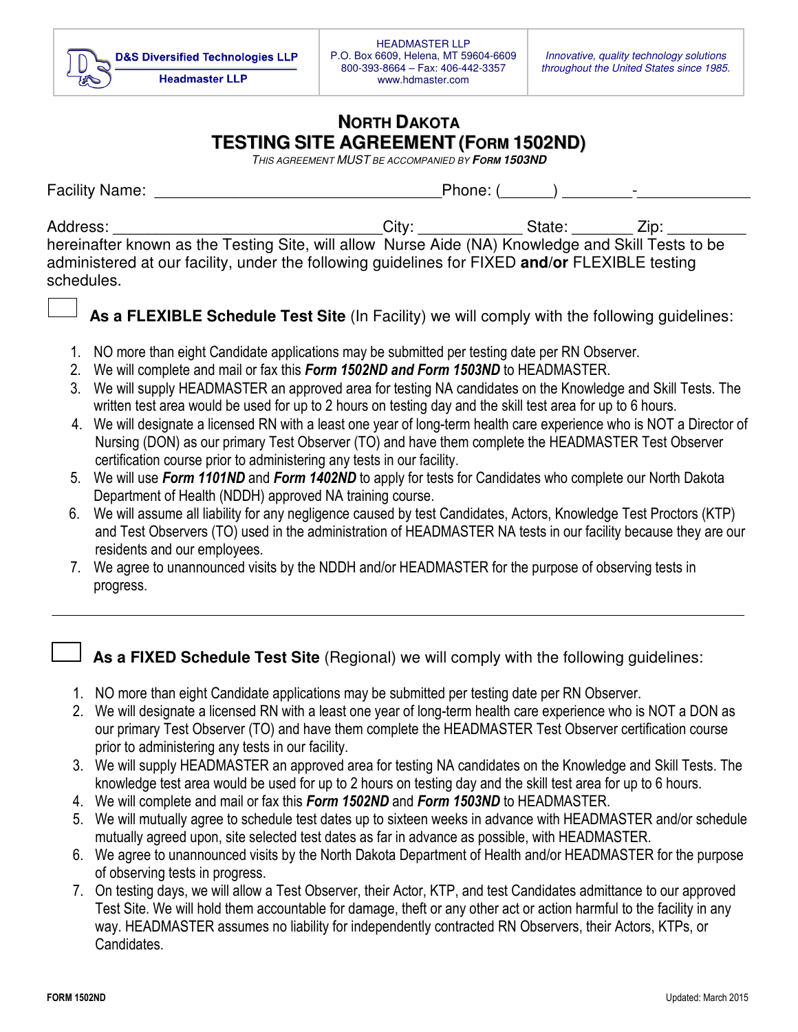D&S Diversified Technologies LLP
Headmaster LLP

HEADMASTER LLP
P.O. Box 6609, Helena, MT 59604-6609
800-393-8664 – Fax: 406-442-3357
www.hdmaster.com

*Innovative, quality technology solutions throughout the United States since 1985.*

# NORTH DAKOTA
# TESTING SITE AGREEMENT (FORM 1502ND)

*THIS AGREEMENT MUST BE ACCOMPANIED BY **FORM 1503ND***

Facility Name: _________________________________Phone: (______) ________-_____________

Address: ______________________________City: ____________ State: _______ Zip: _________
hereinafter known as the Testing Site, will allow Nurse Aide (NA) Knowledge and Skill Tests to be administered at our facility, under the following guidelines for FIXED **and/or** FLEXIBLE testing schedules.

☐ **As a FLEXIBLE Schedule Test Site** (In Facility) we will comply with the following guidelines:

1. NO more than eight Candidate applications may be submitted per testing date per RN Observer.
2. We will complete and mail or fax this ***Form 1502ND and Form 1503ND*** to HEADMASTER.
3. We will supply HEADMASTER an approved area for testing NA candidates on the Knowledge and Skill Tests. The written test area would be used for up to 2 hours on testing day and the skill test area for up to 6 hours.
4. We will designate a licensed RN with a least one year of long-term health care experience who is NOT a Director of Nursing (DON) as our primary Test Observer (TO) and have them complete the HEADMASTER Test Observer certification course prior to administering any tests in our facility.
5. We will use ***Form 1101ND*** and ***Form 1402ND*** to apply for tests for Candidates who complete our North Dakota Department of Health (NDDH) approved NA training course.
6. We will assume all liability for any negligence caused by test Candidates, Actors, Knowledge Test Proctors (KTP) and Test Observers (TO) used in the administration of HEADMASTER NA tests in our facility because they are our residents and our employees.
7. We agree to unannounced visits by the NDDH and/or HEADMASTER for the purpose of observing tests in progress.

---

☐ **As a FIXED Schedule Test Site** (Regional) we will comply with the following guidelines:

1. NO more than eight Candidate applications may be submitted per testing date per RN Observer.
2. We will designate a licensed RN with a least one year of long-term health care experience who is NOT a DON as our primary Test Observer (TO) and have them complete the HEADMASTER Test Observer certification course prior to administering any tests in our facility.
3. We will supply HEADMASTER an approved area for testing NA candidates on the Knowledge and Skill Tests. The knowledge test area would be used for up to 2 hours on testing day and the skill test area for up to 6 hours.
4. We will complete and mail or fax this ***Form 1502ND*** and ***Form 1503ND*** to HEADMASTER.
5. We will mutually agree to schedule test dates up to sixteen weeks in advance with HEADMASTER and/or schedule mutually agreed upon, site selected test dates as far in advance as possible, with HEADMASTER.
6. We agree to unannounced visits by the North Dakota Department of Health and/or HEADMASTER for the purpose of observing tests in progress.
7. On testing days, we will allow a Test Observer, their Actor, KTP, and test Candidates admittance to our approved Test Site. We will hold them accountable for damage, theft or any other act or action harmful to the facility in any way. HEADMASTER assumes no liability for independently contracted RN Observers, their Actors, KTPs, or Candidates.

FORM 1502ND | Updated: March 2015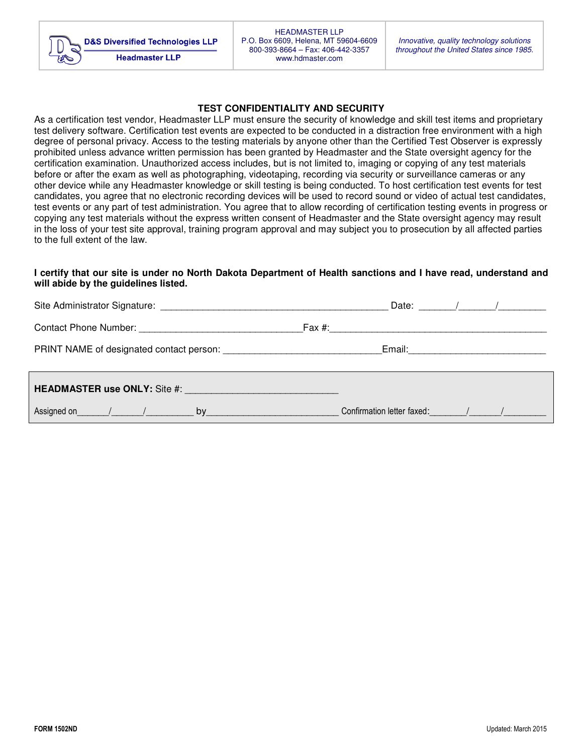| D&S Diversified Technologies LLP<br>Headmaster LLP | HEADMASTER LLP<br>P.O. Box 6609, Helena, MT 59604-6609<br>800-393-8664 – Fax: 406-442-3357<br>www.hdmaster.com | *Innovative, quality technology solutions throughout the United States since 1985.* |
|---|---|---|

## TEST CONFIDENTIALITY AND SECURITY

As a certification test vendor, Headmaster LLP must ensure the security of knowledge and skill test items and proprietary test delivery software. Certification test events are expected to be conducted in a distraction free environment with a high degree of personal privacy. Access to the testing materials by anyone other than the Certified Test Observer is expressly prohibited unless advance written permission has been granted by Headmaster and the State oversight agency for the certification examination. Unauthorized access includes, but is not limited to, imaging or copying of any test materials before or after the exam as well as photographing, videotaping, recording via security or surveillance cameras or any other device while any Headmaster knowledge or skill testing is being conducted. To host certification test events for test candidates, you agree that no electronic recording devices will be used to record sound or video of actual test candidates, test events or any part of test administration. You agree that to allow recording of certification testing events in progress or copying any test materials without the express written consent of Headmaster and the State oversight agency may result in the loss of your test site approval, training program approval and may subject you to prosecution by all affected parties to the full extent of the law.

**I certify that our site is under no North Dakota Department of Health sanctions and I have read, understand and will abide by the guidelines listed.**

Site Administrator Signature: ___________________________________________ Date: _______/_______/_________

Contact Phone Number: ______________________________Fax #:_________________________________________

PRINT NAME of designated contact person: ______________________________Email:_________________________

**HEADMASTER use ONLY:** Site #: ____________________________

Assigned on_______/_______/__________ by__________________________ Confirmation letter faxed:________/_______/_________

FORM 1502ND

Updated: March 2015